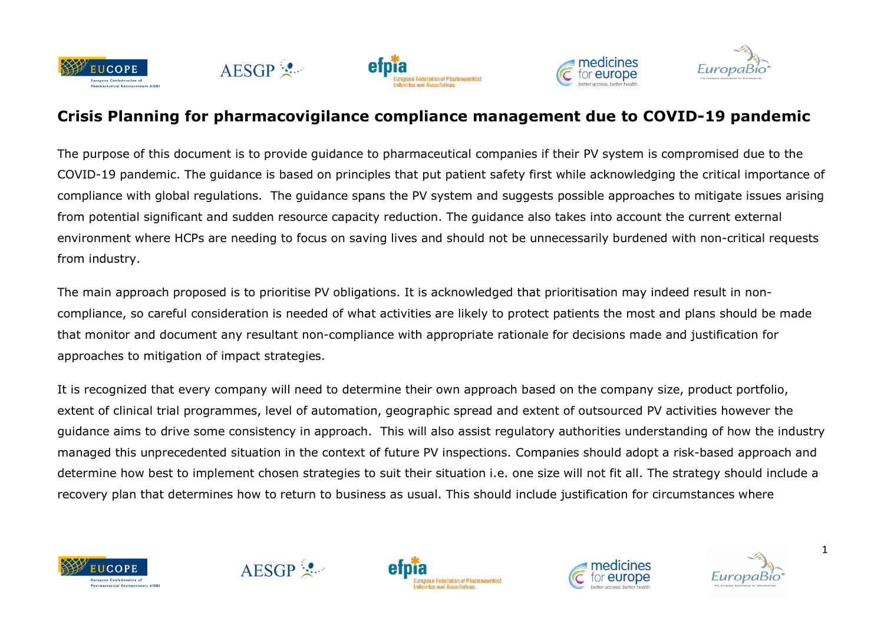# Crisis Planning for pharmacovigilance compliance management due to COVID-19 pandemic

The purpose of this document is to provide guidance to pharmaceutical companies if their PV system is compromised due to the COVID-19 pandemic. The guidance is based on principles that put patient safety first while acknowledging the critical importance of compliance with global regulations. The guidance spans the PV system and suggests possible approaches to mitigate issues arising from potential significant and sudden resource capacity reduction. The guidance also takes into account the current external environment where HCPs are needing to focus on saving lives and should not be unnecessarily burdened with non-critical requests from industry.

The main approach proposed is to prioritise PV obligations. It is acknowledged that prioritisation may indeed result in non-compliance, so careful consideration is needed of what activities are likely to protect patients the most and plans should be made that monitor and document any resultant non-compliance with appropriate rationale for decisions made and justification for approaches to mitigation of impact strategies.

It is recognized that every company will need to determine their own approach based on the company size, product portfolio, extent of clinical trial programmes, level of automation, geographic spread and extent of outsourced PV activities however the guidance aims to drive some consistency in approach. This will also assist regulatory authorities understanding of how the industry managed this unprecedented situation in the context of future PV inspections. Companies should adopt a risk-based approach and determine how best to implement chosen strategies to suit their situation i.e. one size will not fit all. The strategy should include a recovery plan that determines how to return to business as usual. This should include justification for circumstances where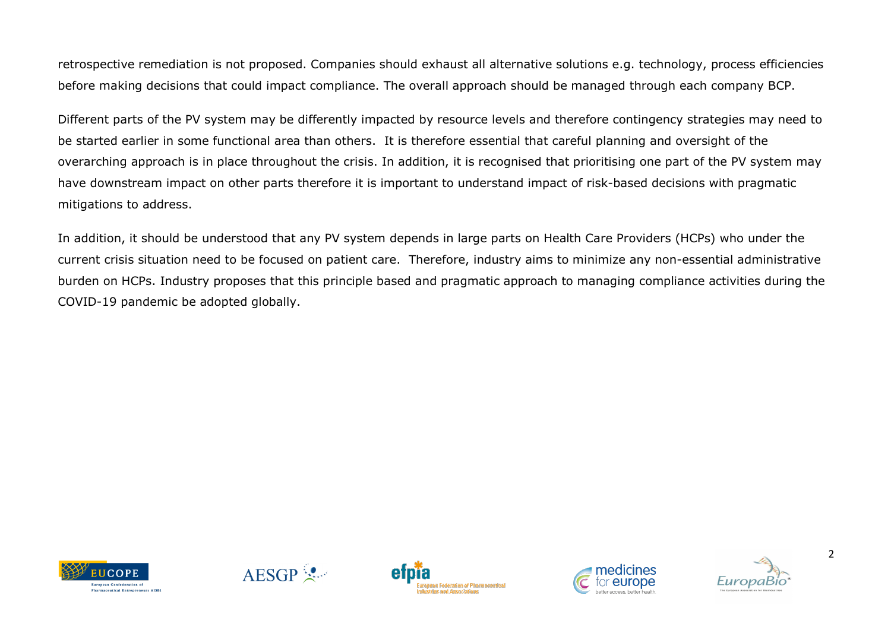retrospective remediation is not proposed. Companies should exhaust all alternative solutions e.g. technology, process efficiencies before making decisions that could impact compliance. The overall approach should be managed through each company BCP.

Different parts of the PV system may be differently impacted by resource levels and therefore contingency strategies may need to be started earlier in some functional area than others. It is therefore essential that careful planning and oversight of the overarching approach is in place throughout the crisis. In addition, it is recognised that prioritising one part of the PV system may have downstream impact on other parts therefore it is important to understand impact of risk-based decisions with pragmatic mitigations to address.

In addition, it should be understood that any PV system depends in large parts on Health Care Providers (HCPs) who under the current crisis situation need to be focused on patient care. Therefore, industry aims to minimize any non-essential administrative burden on HCPs. Industry proposes that this principle based and pragmatic approach to managing compliance activities during the COVID-19 pandemic be adopted globally.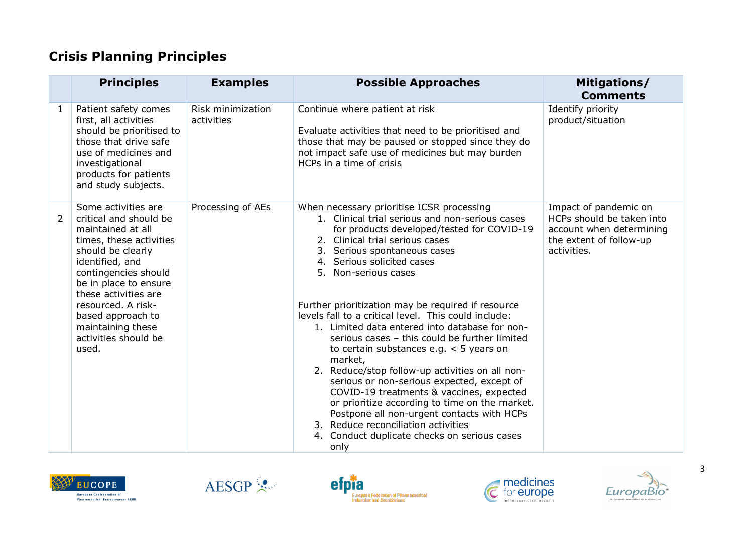## Crisis Planning Principles

| | Principles | Examples | Possible Approaches | Mitigations/ Comments |
|---|---|---|---|---|
| 1 | Patient safety comes first, all activities should be prioritised to those that drive safe use of medicines and investigational products for patients and study subjects. | Risk minimization activities | Continue where patient at risk<br><br>Evaluate activities that need to be prioritised and those that may be paused or stopped since they do not impact safe use of medicines but may burden HCPs in a time of crisis | Identify priority product/situation |
| 2 | Some activities are critical and should be maintained at all times, these activities should be clearly identified, and contingencies should be in place to ensure these activities are resourced. A risk-based approach to maintaining these activities should be used. | Processing of AEs | When necessary prioritise ICSR processing<br>1. Clinical trial serious and non-serious cases for products developed/tested for COVID-19<br>2. Clinical trial serious cases<br>3. Serious spontaneous cases<br>4. Serious solicited cases<br>5. Non-serious cases<br><br>Further prioritization may be required if resource levels fall to a critical level. This could include:<br>1. Limited data entered into database for non-serious cases – this could be further limited to certain substances e.g. < 5 years on market,<br>2. Reduce/stop follow-up activities on all non-serious or non-serious expected, except of COVID-19 treatments & vaccines, expected or prioritize according to time on the market. Postpone all non-urgent contacts with HCPs<br>3. Reduce reconciliation activities<br>4. Conduct duplicate checks on serious cases only | Impact of pandemic on HCPs should be taken into account when determining the extent of follow-up activities. |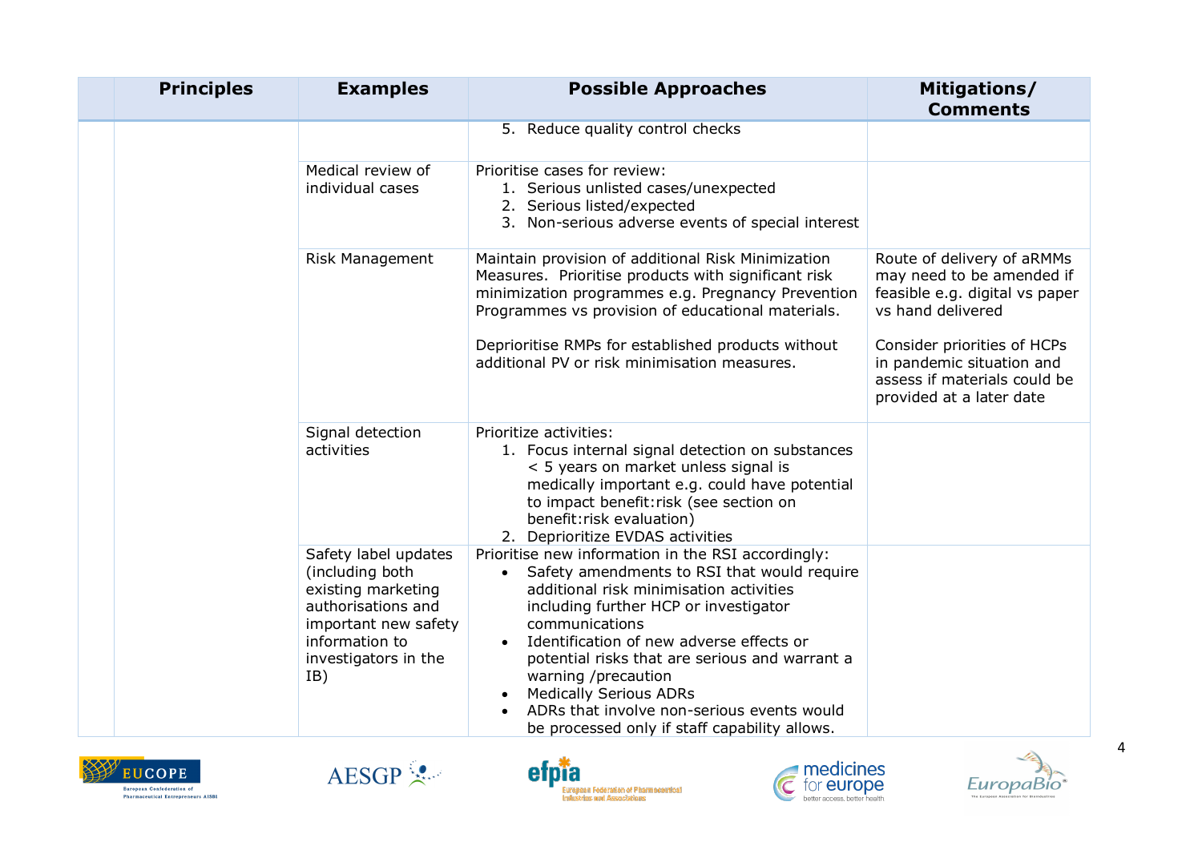| | Principles | Examples | Possible Approaches | Mitigations/ Comments |
|---|---|---|---|---|
| | | | 5. Reduce quality control checks | |
| | | Medical review of individual cases | Prioritise cases for review:<br>1. Serious unlisted cases/unexpected<br>2. Serious listed/expected<br>3. Non-serious adverse events of special interest | |
| | | Risk Management | Maintain provision of additional Risk Minimization Measures. Prioritise products with significant risk minimization programmes e.g. Pregnancy Prevention Programmes vs provision of educational materials.<br><br>Deprioritise RMPs for established products without additional PV or risk minimisation measures. | Route of delivery of aRMMs may need to be amended if feasible e.g. digital vs paper vs hand delivered<br><br>Consider priorities of HCPs in pandemic situation and assess if materials could be provided at a later date |
| | | Signal detection activities | Prioritize activities:<br>1. Focus internal signal detection on substances < 5 years on market unless signal is medically important e.g. could have potential to impact benefit:risk (see section on benefit:risk evaluation)<br>2. Deprioritize EVDAS activities | |
| | | Safety label updates (including both existing marketing authorisations and important new safety information to investigators in the IB) | Prioritise new information in the RSI accordingly:<br>• Safety amendments to RSI that would require additional risk minimisation activities including further HCP or investigator communications<br>• Identification of new adverse effects or potential risks that are serious and warrant a warning /precaution<br>• Medically Serious ADRs<br>• ADRs that involve non-serious events would be processed only if staff capability allows. | |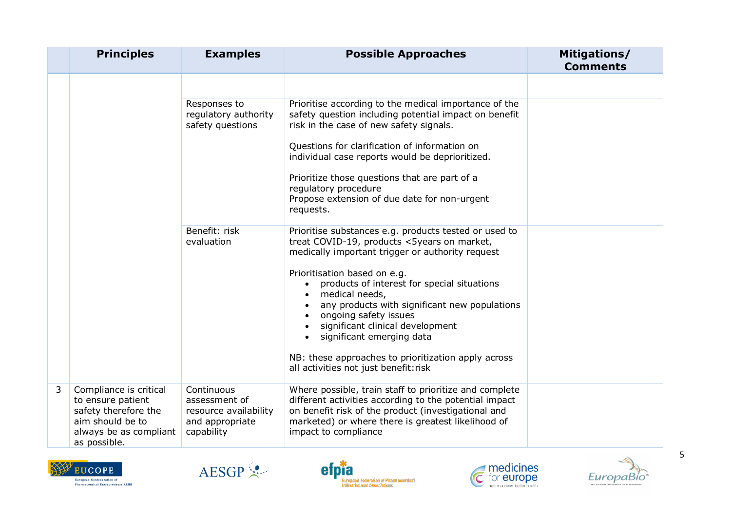| | Principles | Examples | Possible Approaches | Mitigations/ Comments |
|---|---|---|---|---|
| | | | | |
| | | Responses to regulatory authority safety questions | Prioritise according to the medical importance of the safety question including potential impact on benefit risk in the case of new safety signals.<br><br>Questions for clarification of information on individual case reports would be deprioritized.<br><br>Prioritize those questions that are part of a regulatory procedure<br>Propose extension of due date for non-urgent requests. | |
| | | Benefit: risk evaluation | Prioritise substances e.g. products tested or used to treat COVID-19, products <5years on market, medically important trigger or authority request<br><br>Prioritisation based on e.g.<br>• products of interest for special situations<br>• medical needs,<br>• any products with significant new populations<br>• ongoing safety issues<br>• significant clinical development<br>• significant emerging data<br><br>NB: these approaches to prioritization apply across all activities not just benefit:risk | |
| 3 | Compliance is critical to ensure patient safety therefore the aim should be to always be as compliant as possible. | Continuous assessment of resource availability and appropriate capability | Where possible, train staff to prioritize and complete different activities according to the potential impact on benefit risk of the product (investigational and marketed) or where there is greatest likelihood of impact to compliance | |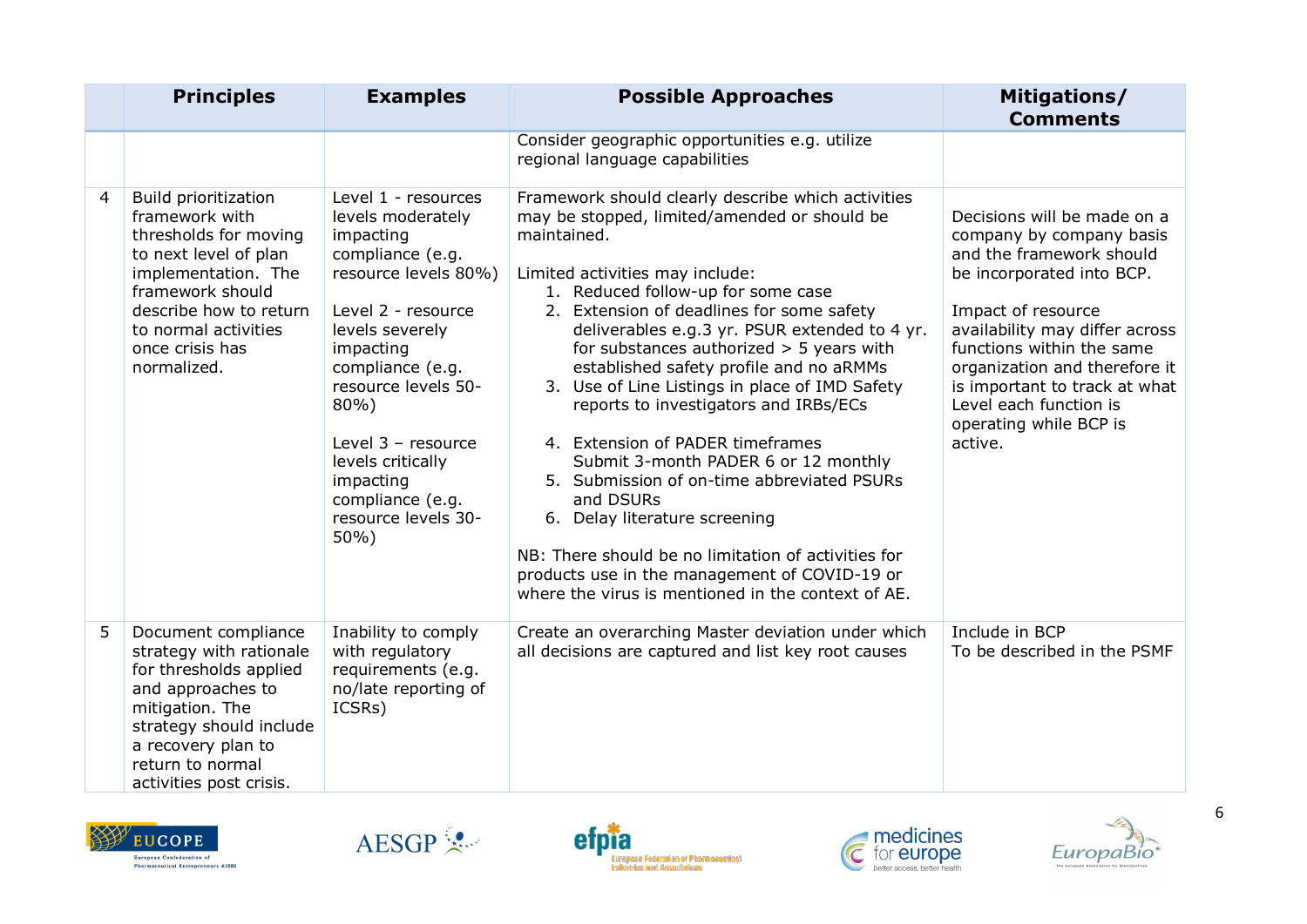| | Principles | Examples | Possible Approaches | Mitigations/ Comments |
|---|---|---|---|---|
| | | | Consider geographic opportunities e.g. utilize regional language capabilities | |
| 4 | Build prioritization framework with thresholds for moving to next level of plan implementation. The framework should describe how to return to normal activities once crisis has normalized. | Level 1 - resources levels moderately impacting compliance (e.g. resource levels 80%)<br><br>Level 2 - resource levels severely impacting compliance (e.g. resource levels 50-80%)<br><br>Level 3 – resource levels critically impacting compliance (e.g. resource levels 30-50%) | Framework should clearly describe which activities may be stopped, limited/amended or should be maintained.<br><br>Limited activities may include:<br>1. Reduced follow-up for some case<br>2. Extension of deadlines for some safety deliverables e.g.3 yr. PSUR extended to 4 yr. for substances authorized > 5 years with established safety profile and no aRMMs<br>3. Use of Line Listings in place of IMD Safety reports to investigators and IRBs/ECs<br>4. Extension of PADER timeframes Submit 3-month PADER 6 or 12 monthly<br>5. Submission of on-time abbreviated PSURs and DSURs<br>6. Delay literature screening<br><br>NB: There should be no limitation of activities for products use in the management of COVID-19 or where the virus is mentioned in the context of AE. | Decisions will be made on a company by company basis and the framework should be incorporated into BCP.<br><br>Impact of resource availability may differ across functions within the same organization and therefore it is important to track at what Level each function is operating while BCP is active. |
| 5 | Document compliance strategy with rationale for thresholds applied and approaches to mitigation. The strategy should include a recovery plan to return to normal activities post crisis. | Inability to comply with regulatory requirements (e.g. no/late reporting of ICSRs) | Create an overarching Master deviation under which all decisions are captured and list key root causes | Include in BCP<br>To be described in the PSMF |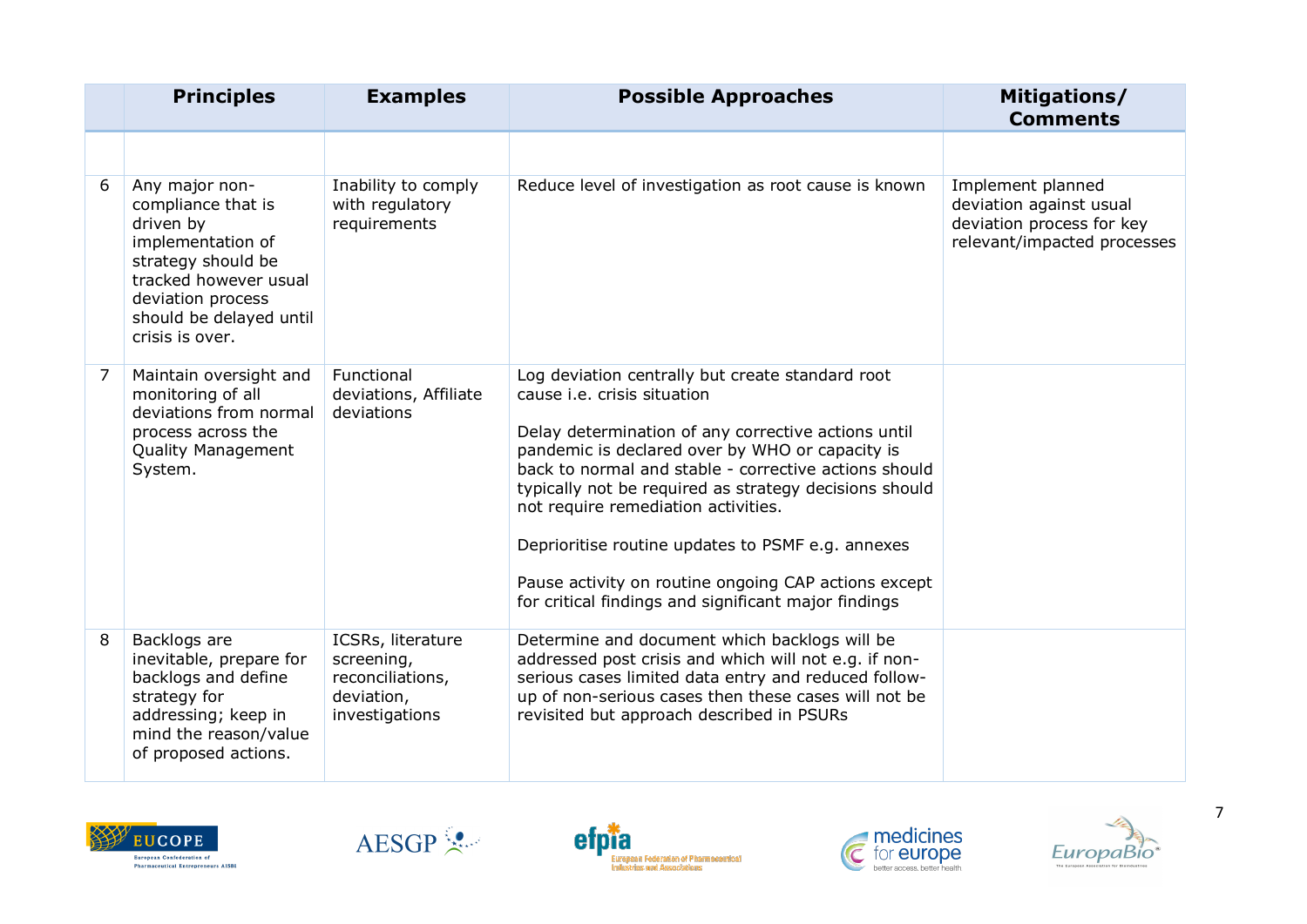| | Principles | Examples | Possible Approaches | Mitigations/ Comments |
|---|---|---|---|---|
| | | | | |
| 6 | Any major non-compliance that is driven by implementation of strategy should be tracked however usual deviation process should be delayed until crisis is over. | Inability to comply with regulatory requirements | Reduce level of investigation as root cause is known | Implement planned deviation against usual deviation process for key relevant/impacted processes |
| 7 | Maintain oversight and monitoring of all deviations from normal process across the Quality Management System. | Functional deviations, Affiliate deviations | Log deviation centrally but create standard root cause i.e. crisis situation<br><br>Delay determination of any corrective actions until pandemic is declared over by WHO or capacity is back to normal and stable - corrective actions should typically not be required as strategy decisions should not require remediation activities.<br><br>Deprioritise routine updates to PSMF e.g. annexes<br><br>Pause activity on routine ongoing CAP actions except for critical findings and significant major findings | |
| 8 | Backlogs are inevitable, prepare for backlogs and define strategy for addressing; keep in mind the reason/value of proposed actions. | ICSRs, literature screening, reconciliations, deviation, investigations | Determine and document which backlogs will be addressed post crisis and which will not e.g. if non-serious cases limited data entry and reduced follow-up of non-serious cases then these cases will not be revisited but approach described in PSURs | |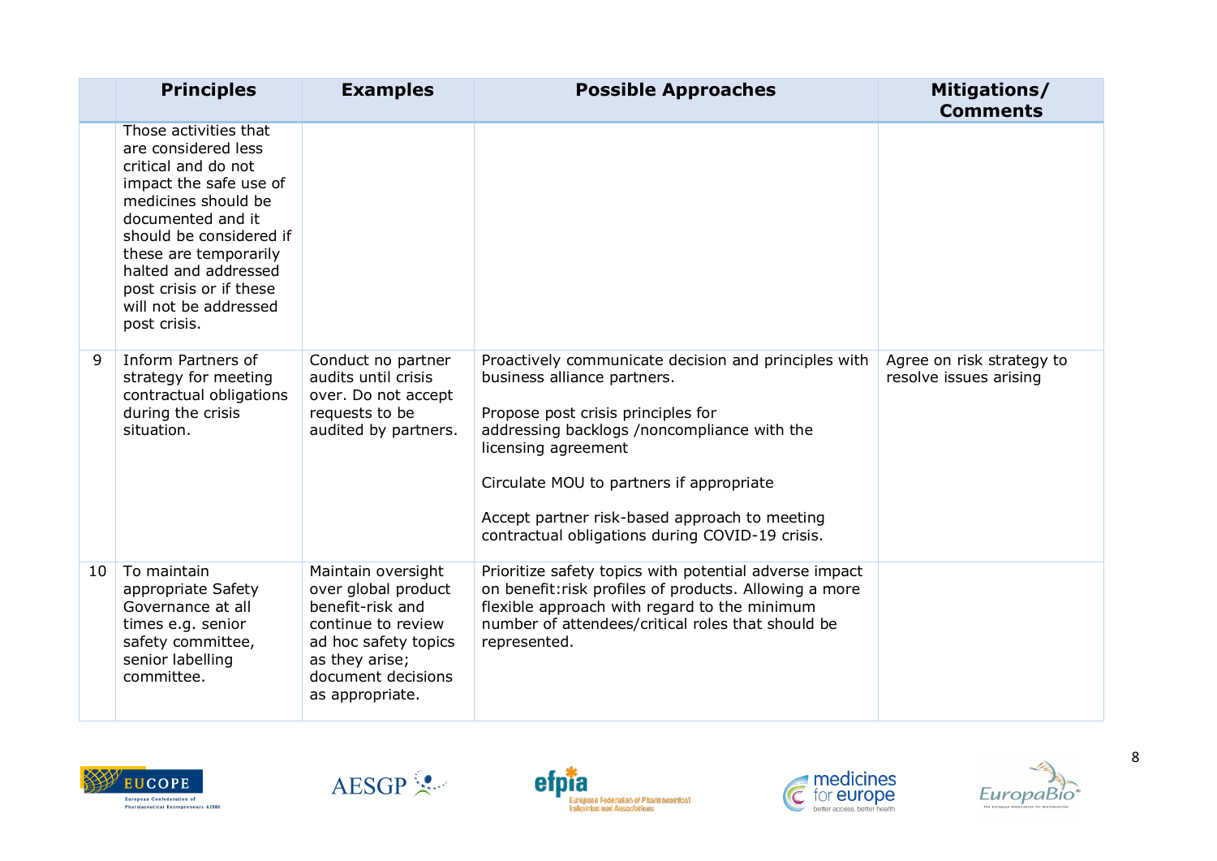| | Principles | Examples | Possible Approaches | Mitigations/ Comments |
|---|---|---|---|---|
| | Those activities that are considered less critical and do not impact the safe use of medicines should be documented and it should be considered if these are temporarily halted and addressed post crisis or if these will not be addressed post crisis. | | | |
| 9 | Inform Partners of strategy for meeting contractual obligations during the crisis situation. | Conduct no partner audits until crisis over. Do not accept requests to be audited by partners. | Proactively communicate decision and principles with business alliance partners.<br><br>Propose post crisis principles for addressing backlogs /noncompliance with the licensing agreement<br><br>Circulate MOU to partners if appropriate<br><br>Accept partner risk-based approach to meeting contractual obligations during COVID-19 crisis. | Agree on risk strategy to resolve issues arising |
| 10 | To maintain appropriate Safety Governance at all times e.g. senior safety committee, senior labelling committee. | Maintain oversight over global product benefit-risk and continue to review ad hoc safety topics as they arise; document decisions as appropriate. | Prioritize safety topics with potential adverse impact on benefit:risk profiles of products. Allowing a more flexible approach with regard to the minimum number of attendees/critical roles that should be represented. | |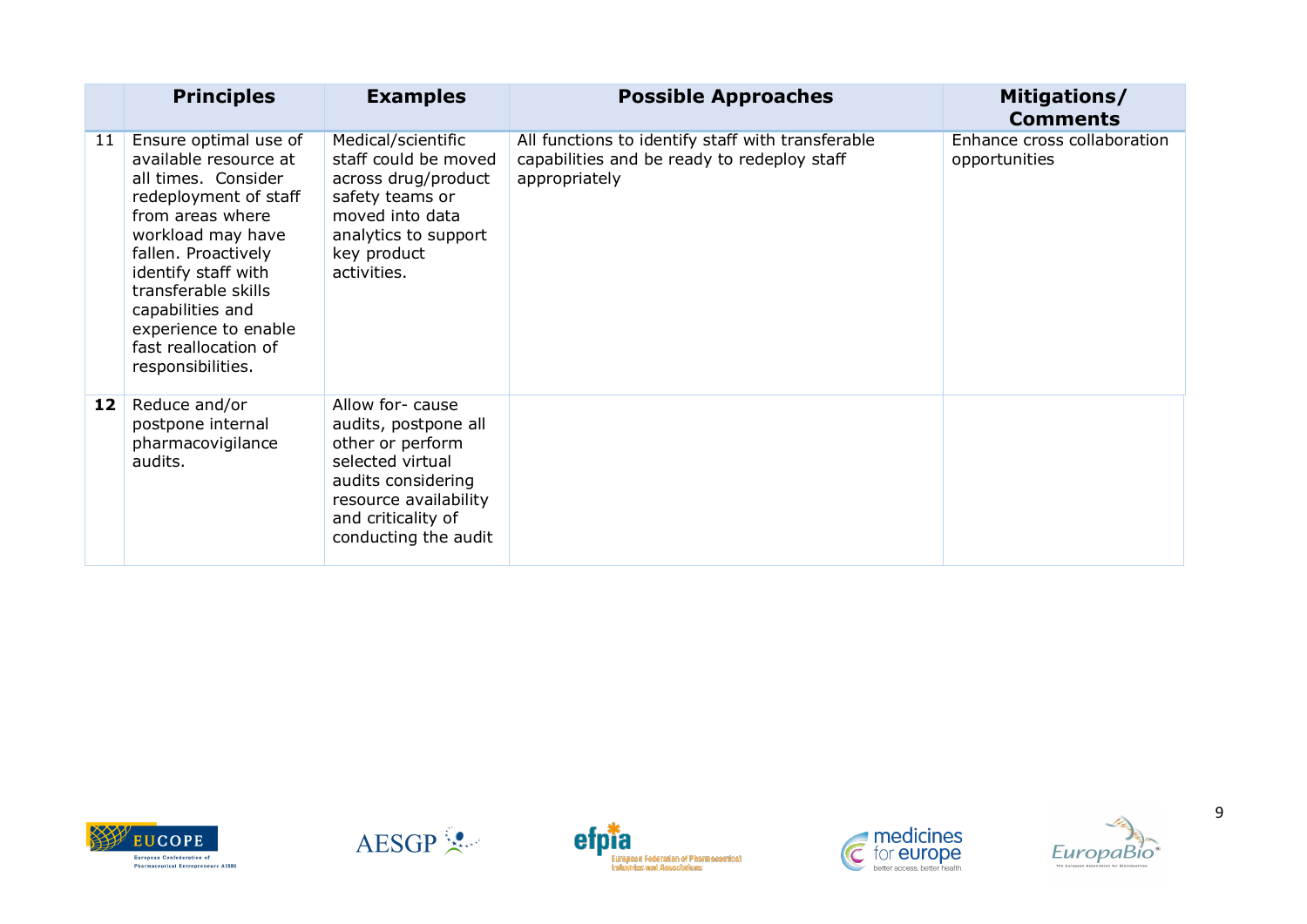| | Principles | Examples | Possible Approaches | Mitigations/ Comments |
|---|---|---|---|---|
| 11 | Ensure optimal use of available resource at all times. Consider redeployment of staff from areas where workload may have fallen. Proactively identify staff with transferable skills capabilities and experience to enable fast reallocation of responsibilities. | Medical/scientific staff could be moved across drug/product safety teams or moved into data analytics to support key product activities. | All functions to identify staff with transferable capabilities and be ready to redeploy staff appropriately | Enhance cross collaboration opportunities |
| **12** | Reduce and/or postpone internal pharmacovigilance audits. | Allow for- cause audits, postpone all other or perform selected virtual audits considering resource availability and criticality of conducting the audit | | |